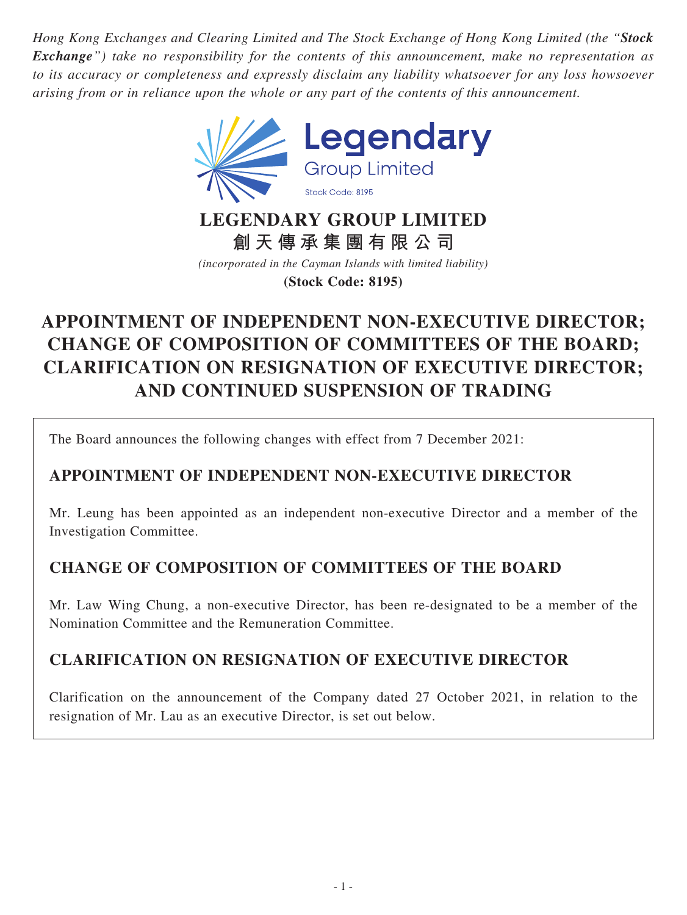*Hong Kong Exchanges and Clearing Limited and The Stock Exchange of Hong Kong Limited (the "**Stock Exchange**") take no responsibility for the contents of this announcement, make no representation as to its accuracy or completeness and expressly disclaim any liability whatsoever for any loss howsoever arising from or in reliance upon the whole or any part of the contents of this announcement.*

Legendary Group Limited
Stock Code: 8195

**LEGENDARY GROUP LIMITED**
**創天傳承集團有限公司**
*(incorporated in the Cayman Islands with limited liability)*
**(Stock Code: 8195)**

# APPOINTMENT OF INDEPENDENT NON-EXECUTIVE DIRECTOR; CHANGE OF COMPOSITION OF COMMITTEES OF THE BOARD; CLARIFICATION ON RESIGNATION OF EXECUTIVE DIRECTOR; AND CONTINUED SUSPENSION OF TRADING

The Board announces the following changes with effect from 7 December 2021:

## APPOINTMENT OF INDEPENDENT NON-EXECUTIVE DIRECTOR

Mr. Leung has been appointed as an independent non-executive Director and a member of the Investigation Committee.

## CHANGE OF COMPOSITION OF COMMITTEES OF THE BOARD

Mr. Law Wing Chung, a non-executive Director, has been re-designated to be a member of the Nomination Committee and the Remuneration Committee.

## CLARIFICATION ON RESIGNATION OF EXECUTIVE DIRECTOR

Clarification on the announcement of the Company dated 27 October 2021, in relation to the resignation of Mr. Lau as an executive Director, is set out below.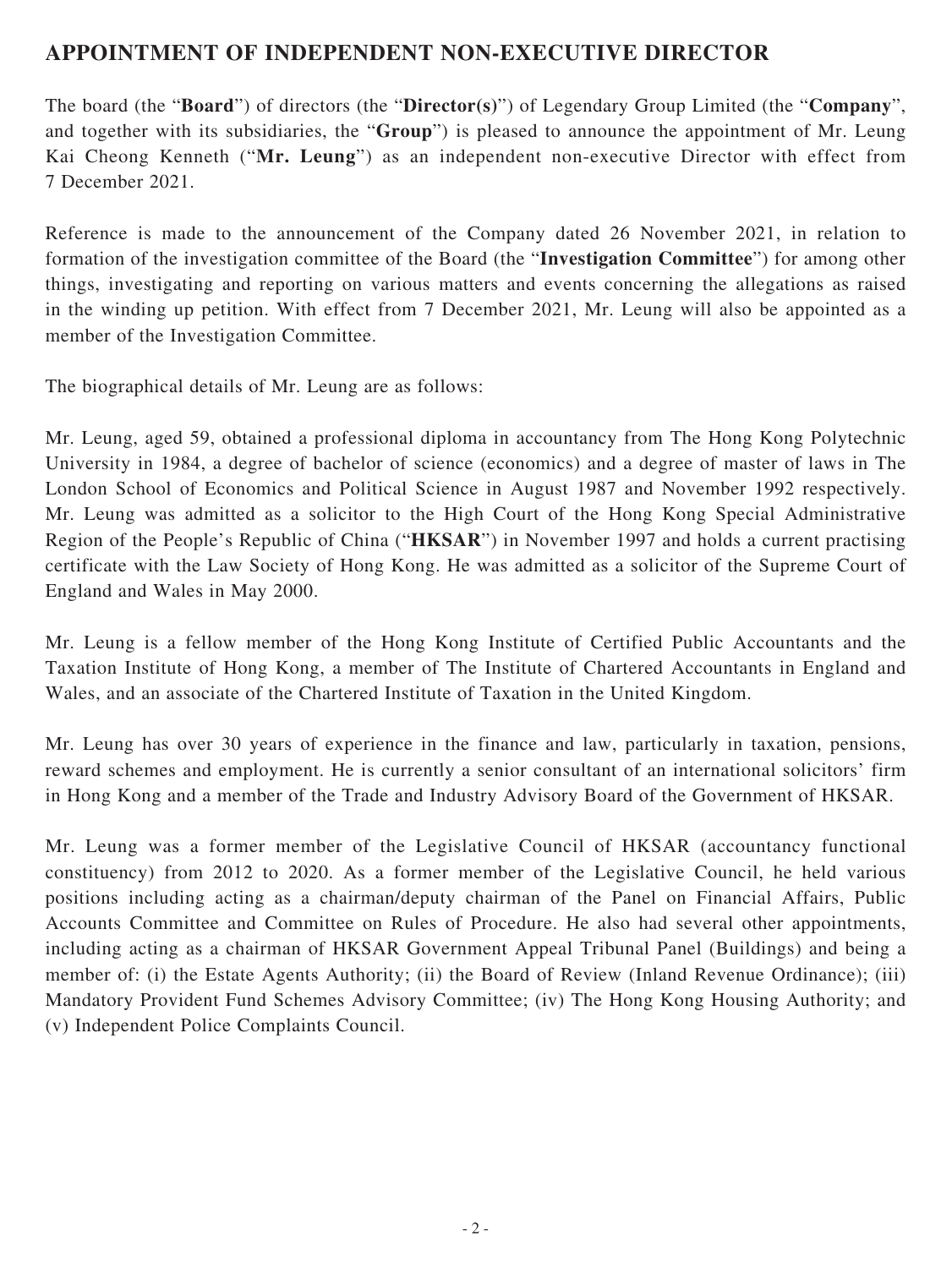## APPOINTMENT OF INDEPENDENT NON-EXECUTIVE DIRECTOR

The board (the "**Board**") of directors (the "**Director(s)**") of Legendary Group Limited (the "**Company**", and together with its subsidiaries, the "**Group**") is pleased to announce the appointment of Mr. Leung Kai Cheong Kenneth ("**Mr. Leung**") as an independent non-executive Director with effect from 7 December 2021.

Reference is made to the announcement of the Company dated 26 November 2021, in relation to formation of the investigation committee of the Board (the "**Investigation Committee**") for among other things, investigating and reporting on various matters and events concerning the allegations as raised in the winding up petition. With effect from 7 December 2021, Mr. Leung will also be appointed as a member of the Investigation Committee.

The biographical details of Mr. Leung are as follows:

Mr. Leung, aged 59, obtained a professional diploma in accountancy from The Hong Kong Polytechnic University in 1984, a degree of bachelor of science (economics) and a degree of master of laws in The London School of Economics and Political Science in August 1987 and November 1992 respectively. Mr. Leung was admitted as a solicitor to the High Court of the Hong Kong Special Administrative Region of the People's Republic of China ("**HKSAR**") in November 1997 and holds a current practising certificate with the Law Society of Hong Kong. He was admitted as a solicitor of the Supreme Court of England and Wales in May 2000.

Mr. Leung is a fellow member of the Hong Kong Institute of Certified Public Accountants and the Taxation Institute of Hong Kong, a member of The Institute of Chartered Accountants in England and Wales, and an associate of the Chartered Institute of Taxation in the United Kingdom.

Mr. Leung has over 30 years of experience in the finance and law, particularly in taxation, pensions, reward schemes and employment. He is currently a senior consultant of an international solicitors' firm in Hong Kong and a member of the Trade and Industry Advisory Board of the Government of HKSAR.

Mr. Leung was a former member of the Legislative Council of HKSAR (accountancy functional constituency) from 2012 to 2020. As a former member of the Legislative Council, he held various positions including acting as a chairman/deputy chairman of the Panel on Financial Affairs, Public Accounts Committee and Committee on Rules of Procedure. He also had several other appointments, including acting as a chairman of HKSAR Government Appeal Tribunal Panel (Buildings) and being a member of: (i) the Estate Agents Authority; (ii) the Board of Review (Inland Revenue Ordinance); (iii) Mandatory Provident Fund Schemes Advisory Committee; (iv) The Hong Kong Housing Authority; and (v) Independent Police Complaints Council.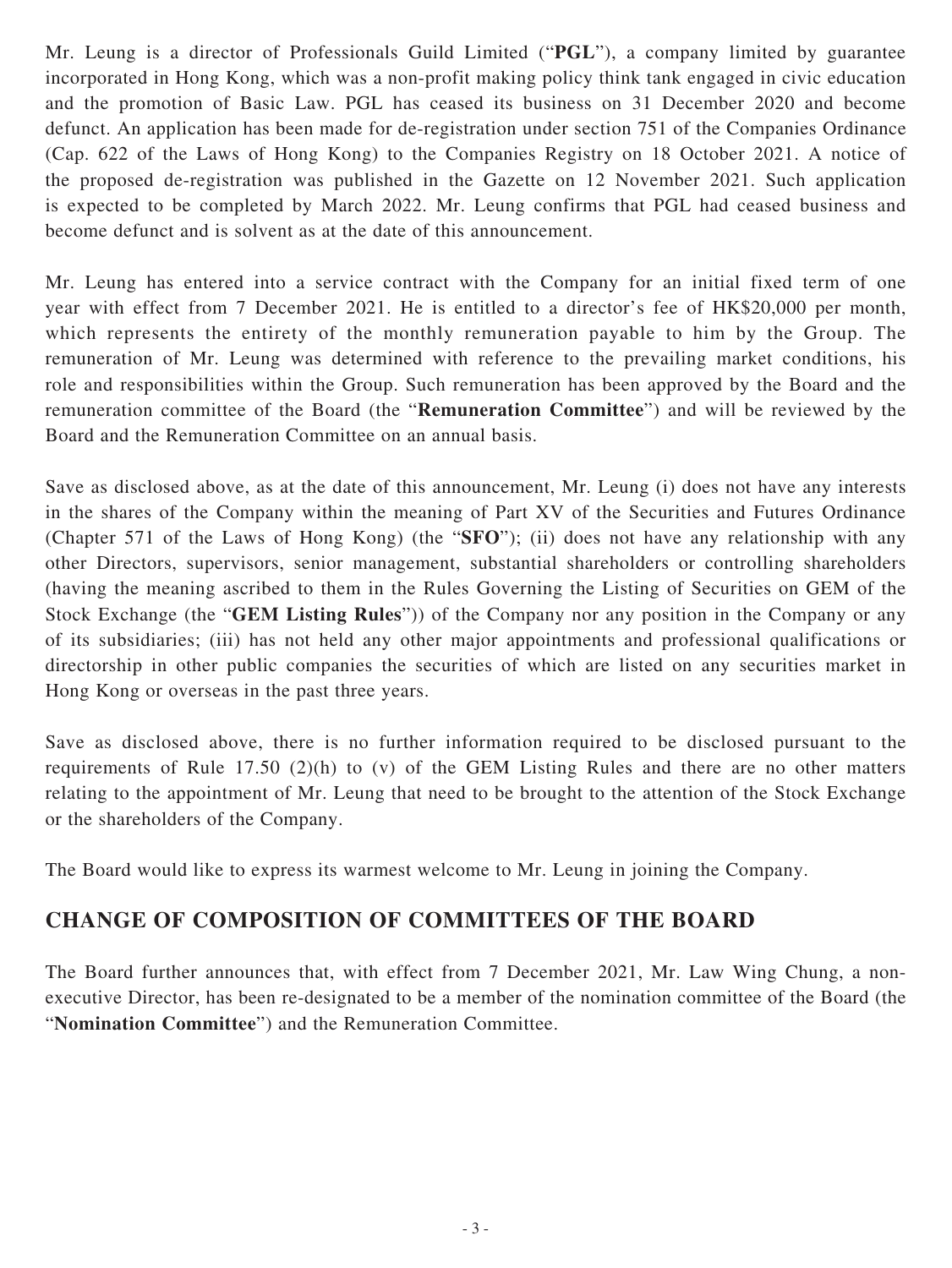Mr. Leung is a director of Professionals Guild Limited ("**PGL**"), a company limited by guarantee incorporated in Hong Kong, which was a non-profit making policy think tank engaged in civic education and the promotion of Basic Law. PGL has ceased its business on 31 December 2020 and become defunct. An application has been made for de-registration under section 751 of the Companies Ordinance (Cap. 622 of the Laws of Hong Kong) to the Companies Registry on 18 October 2021. A notice of the proposed de-registration was published in the Gazette on 12 November 2021. Such application is expected to be completed by March 2022. Mr. Leung confirms that PGL had ceased business and become defunct and is solvent as at the date of this announcement.

Mr. Leung has entered into a service contract with the Company for an initial fixed term of one year with effect from 7 December 2021. He is entitled to a director's fee of HK$20,000 per month, which represents the entirety of the monthly remuneration payable to him by the Group. The remuneration of Mr. Leung was determined with reference to the prevailing market conditions, his role and responsibilities within the Group. Such remuneration has been approved by the Board and the remuneration committee of the Board (the "**Remuneration Committee**") and will be reviewed by the Board and the Remuneration Committee on an annual basis.

Save as disclosed above, as at the date of this announcement, Mr. Leung (i) does not have any interests in the shares of the Company within the meaning of Part XV of the Securities and Futures Ordinance (Chapter 571 of the Laws of Hong Kong) (the "**SFO**"); (ii) does not have any relationship with any other Directors, supervisors, senior management, substantial shareholders or controlling shareholders (having the meaning ascribed to them in the Rules Governing the Listing of Securities on GEM of the Stock Exchange (the "**GEM Listing Rules**")) of the Company nor any position in the Company or any of its subsidiaries; (iii) has not held any other major appointments and professional qualifications or directorship in other public companies the securities of which are listed on any securities market in Hong Kong or overseas in the past three years.

Save as disclosed above, there is no further information required to be disclosed pursuant to the requirements of Rule 17.50 (2)(h) to (v) of the GEM Listing Rules and there are no other matters relating to the appointment of Mr. Leung that need to be brought to the attention of the Stock Exchange or the shareholders of the Company.

The Board would like to express its warmest welcome to Mr. Leung in joining the Company.

## CHANGE OF COMPOSITION OF COMMITTEES OF THE BOARD

The Board further announces that, with effect from 7 December 2021, Mr. Law Wing Chung, a non-executive Director, has been re-designated to be a member of the nomination committee of the Board (the "**Nomination Committee**") and the Remuneration Committee.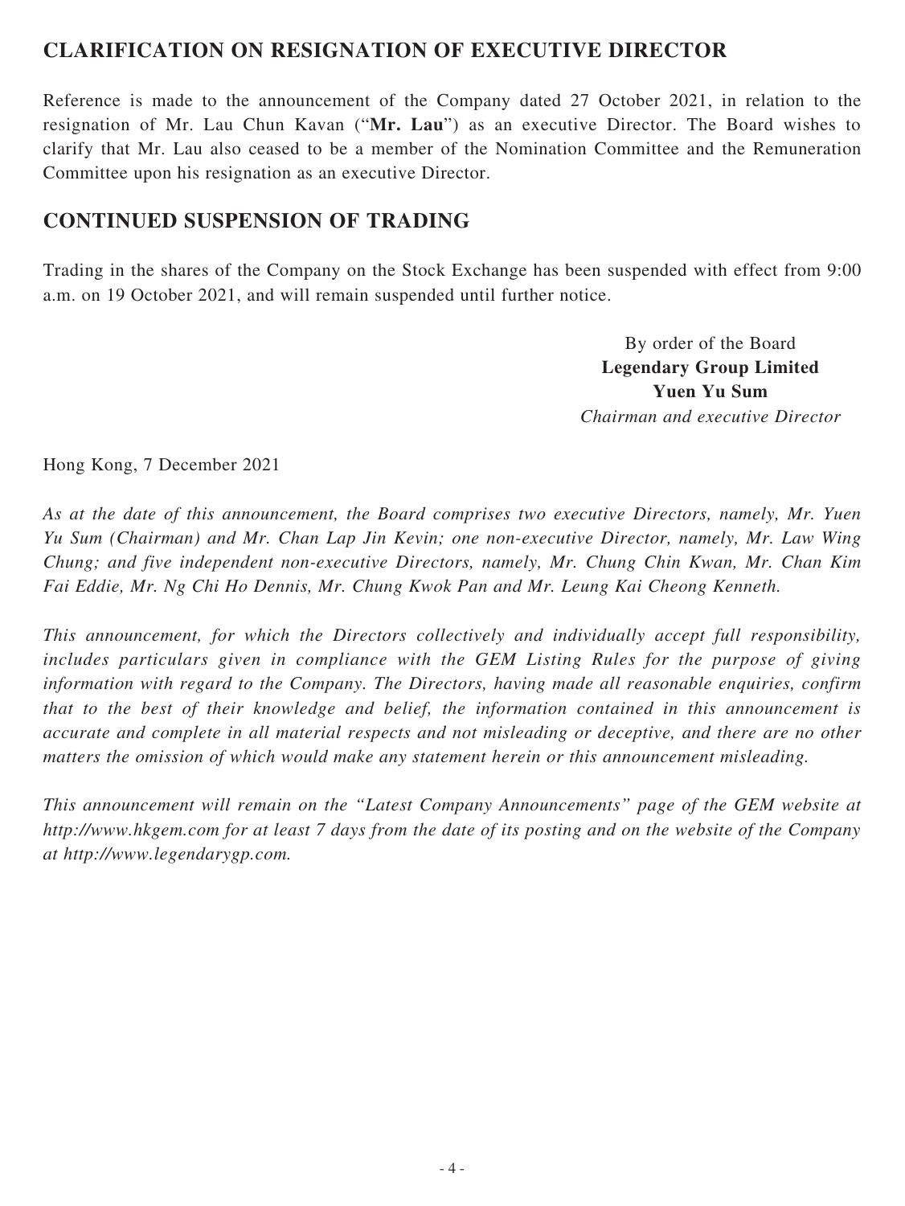## CLARIFICATION ON RESIGNATION OF EXECUTIVE DIRECTOR

Reference is made to the announcement of the Company dated 27 October 2021, in relation to the resignation of Mr. Lau Chun Kavan ("**Mr. Lau**") as an executive Director. The Board wishes to clarify that Mr. Lau also ceased to be a member of the Nomination Committee and the Remuneration Committee upon his resignation as an executive Director.

## CONTINUED SUSPENSION OF TRADING

Trading in the shares of the Company on the Stock Exchange has been suspended with effect from 9:00 a.m. on 19 October 2021, and will remain suspended until further notice.

By order of the Board
**Legendary Group Limited**
**Yuen Yu Sum**
*Chairman and executive Director*

Hong Kong, 7 December 2021

*As at the date of this announcement, the Board comprises two executive Directors, namely, Mr. Yuen Yu Sum (Chairman) and Mr. Chan Lap Jin Kevin; one non-executive Director, namely, Mr. Law Wing Chung; and five independent non-executive Directors, namely, Mr. Chung Chin Kwan, Mr. Chan Kim Fai Eddie, Mr. Ng Chi Ho Dennis, Mr. Chung Kwok Pan and Mr. Leung Kai Cheong Kenneth.*

*This announcement, for which the Directors collectively and individually accept full responsibility, includes particulars given in compliance with the GEM Listing Rules for the purpose of giving information with regard to the Company. The Directors, having made all reasonable enquiries, confirm that to the best of their knowledge and belief, the information contained in this announcement is accurate and complete in all material respects and not misleading or deceptive, and there are no other matters the omission of which would make any statement herein or this announcement misleading.*

*This announcement will remain on the "Latest Company Announcements" page of the GEM website at http://www.hkgem.com for at least 7 days from the date of its posting and on the website of the Company at http://www.legendarygp.com.*